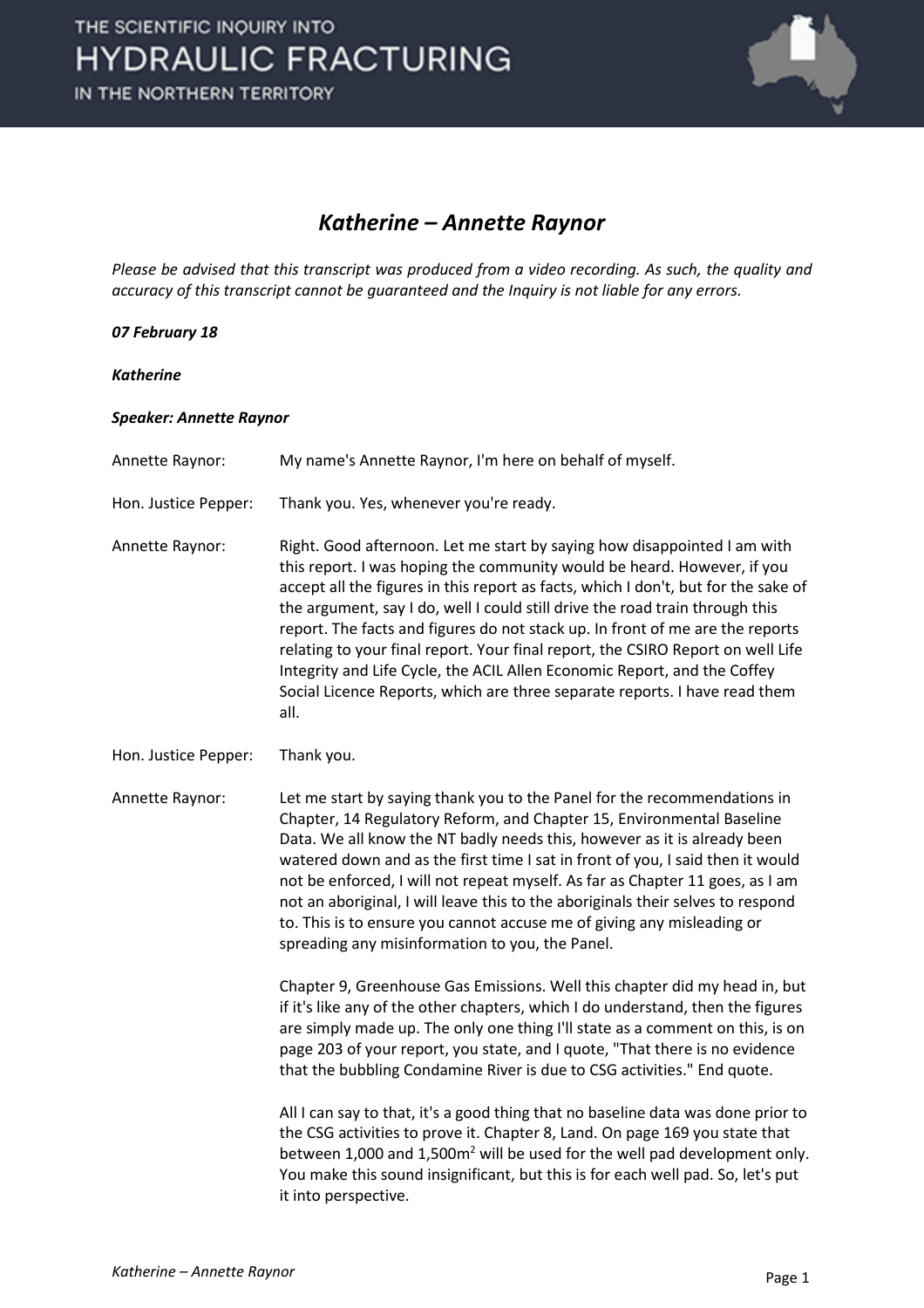# *Katherine – Annette Raynor*

*Please be advised that this transcript was produced from a video recording. As such, the quality and accuracy of this transcript cannot be guaranteed and the Inquiry is not liable for any errors.*

***07 February 18***

***Katherine***

***Speaker: Annette Raynor***

Annette Raynor: My name's Annette Raynor, I'm here on behalf of myself.

Hon. Justice Pepper: Thank you. Yes, whenever you're ready.

Annette Raynor: Right. Good afternoon. Let me start by saying how disappointed I am with this report. I was hoping the community would be heard. However, if you accept all the figures in this report as facts, which I don't, but for the sake of the argument, say I do, well I could still drive the road train through this report. The facts and figures do not stack up. In front of me are the reports relating to your final report. Your final report, the CSIRO Report on well Life Integrity and Life Cycle, the ACIL Allen Economic Report, and the Coffey Social Licence Reports, which are three separate reports. I have read them all.

Hon. Justice Pepper: Thank you.

Annette Raynor: Let me start by saying thank you to the Panel for the recommendations in Chapter, 14 Regulatory Reform, and Chapter 15, Environmental Baseline Data. We all know the NT badly needs this, however as it is already been watered down and as the first time I sat in front of you, I said then it would not be enforced, I will not repeat myself. As far as Chapter 11 goes, as I am not an aboriginal, I will leave this to the aboriginals their selves to respond to. This is to ensure you cannot accuse me of giving any misleading or spreading any misinformation to you, the Panel.

Chapter 9, Greenhouse Gas Emissions. Well this chapter did my head in, but if it's like any of the other chapters, which I do understand, then the figures are simply made up. The only one thing I'll state as a comment on this, is on page 203 of your report, you state, and I quote, "That there is no evidence that the bubbling Condamine River is due to CSG activities." End quote.

All I can say to that, it's a good thing that no baseline data was done prior to the CSG activities to prove it. Chapter 8, Land. On page 169 you state that between 1,000 and 1,500m$^2$ will be used for the well pad development only. You make this sound insignificant, but this is for each well pad. So, let's put it into perspective.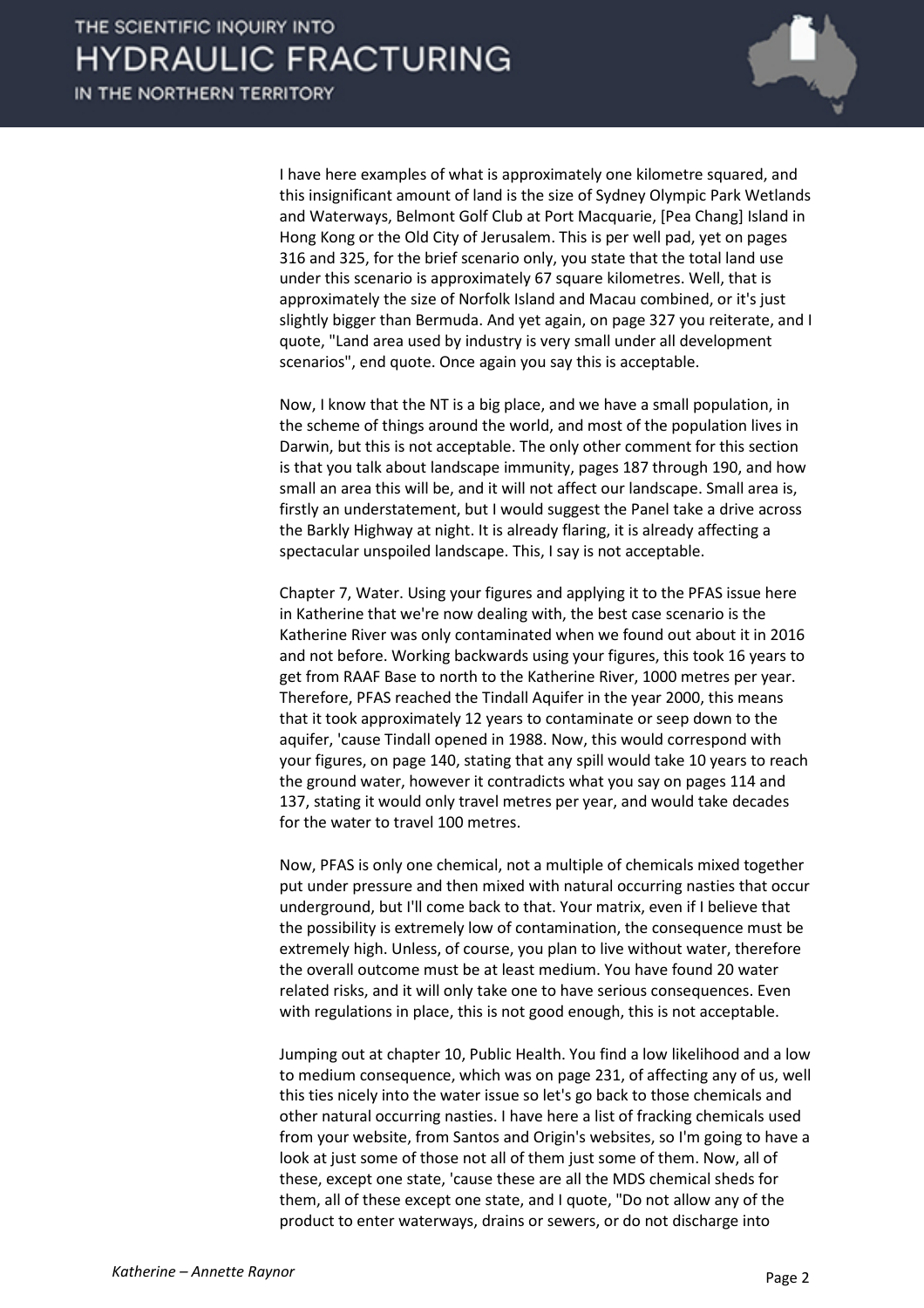I have here examples of what is approximately one kilometre squared, and this insignificant amount of land is the size of Sydney Olympic Park Wetlands and Waterways, Belmont Golf Club at Port Macquarie, [Pea Chang] Island in Hong Kong or the Old City of Jerusalem. This is per well pad, yet on pages 316 and 325, for the brief scenario only, you state that the total land use under this scenario is approximately 67 square kilometres. Well, that is approximately the size of Norfolk Island and Macau combined, or it's just slightly bigger than Bermuda. And yet again, on page 327 you reiterate, and I quote, "Land area used by industry is very small under all development scenarios", end quote. Once again you say this is acceptable.

Now, I know that the NT is a big place, and we have a small population, in the scheme of things around the world, and most of the population lives in Darwin, but this is not acceptable. The only other comment for this section is that you talk about landscape immunity, pages 187 through 190, and how small an area this will be, and it will not affect our landscape. Small area is, firstly an understatement, but I would suggest the Panel take a drive across the Barkly Highway at night. It is already flaring, it is already affecting a spectacular unspoiled landscape. This, I say is not acceptable.

Chapter 7, Water. Using your figures and applying it to the PFAS issue here in Katherine that we're now dealing with, the best case scenario is the Katherine River was only contaminated when we found out about it in 2016 and not before. Working backwards using your figures, this took 16 years to get from RAAF Base to north to the Katherine River, 1000 metres per year. Therefore, PFAS reached the Tindall Aquifer in the year 2000, this means that it took approximately 12 years to contaminate or seep down to the aquifer, 'cause Tindall opened in 1988. Now, this would correspond with your figures, on page 140, stating that any spill would take 10 years to reach the ground water, however it contradicts what you say on pages 114 and 137, stating it would only travel metres per year, and would take decades for the water to travel 100 metres.

Now, PFAS is only one chemical, not a multiple of chemicals mixed together put under pressure and then mixed with natural occurring nasties that occur underground, but I'll come back to that. Your matrix, even if I believe that the possibility is extremely low of contamination, the consequence must be extremely high. Unless, of course, you plan to live without water, therefore the overall outcome must be at least medium. You have found 20 water related risks, and it will only take one to have serious consequences. Even with regulations in place, this is not good enough, this is not acceptable.

Jumping out at chapter 10, Public Health. You find a low likelihood and a low to medium consequence, which was on page 231, of affecting any of us, well this ties nicely into the water issue so let's go back to those chemicals and other natural occurring nasties. I have here a list of fracking chemicals used from your website, from Santos and Origin's websites, so I'm going to have a look at just some of those not all of them just some of them. Now, all of these, except one state, 'cause these are all the MDS chemical sheds for them, all of these except one state, and I quote, "Do not allow any of the product to enter waterways, drains or sewers, or do not discharge into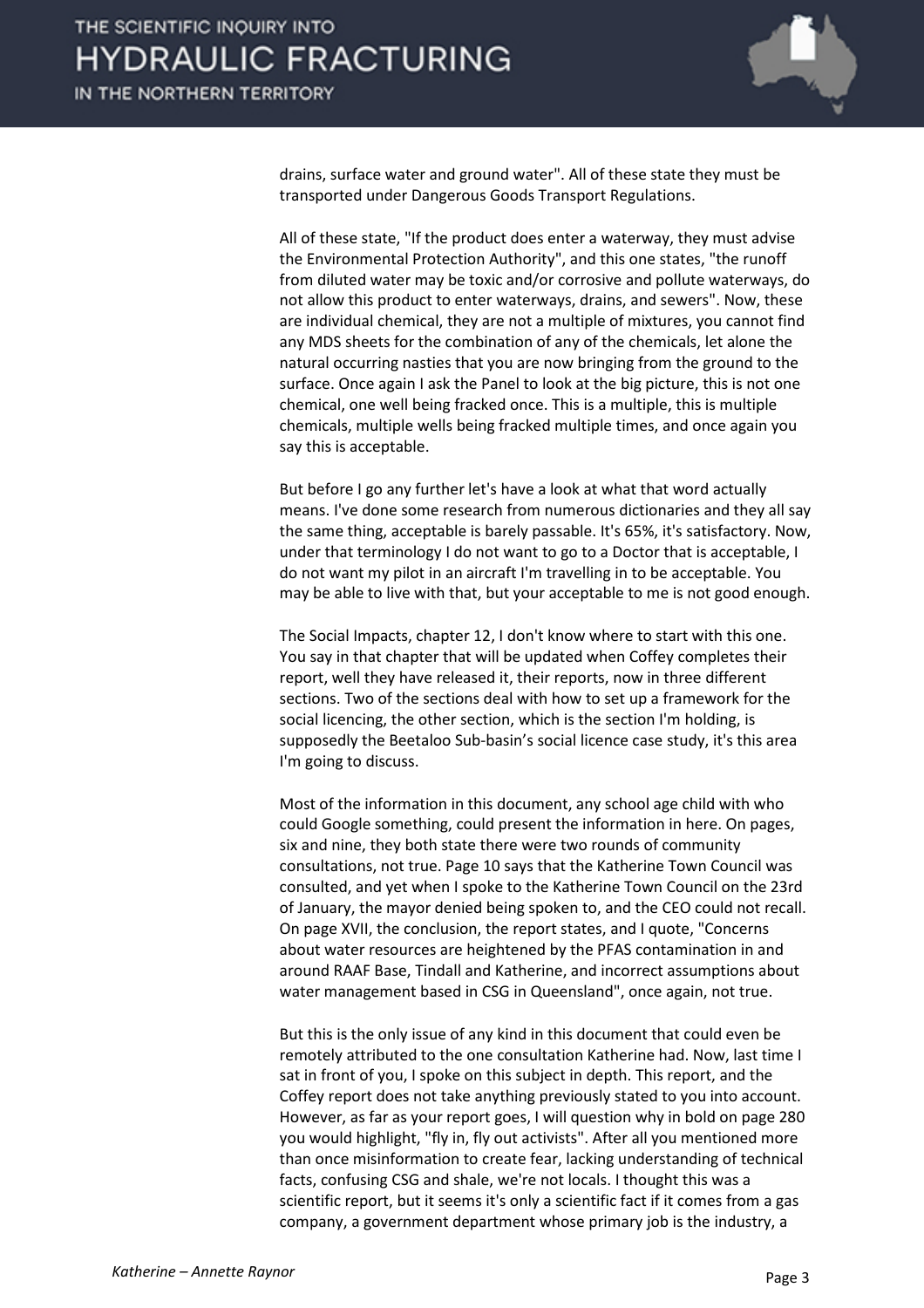drains, surface water and ground water". All of these state they must be transported under Dangerous Goods Transport Regulations.

All of these state, "If the product does enter a waterway, they must advise the Environmental Protection Authority", and this one states, "the runoff from diluted water may be toxic and/or corrosive and pollute waterways, do not allow this product to enter waterways, drains, and sewers". Now, these are individual chemical, they are not a multiple of mixtures, you cannot find any MDS sheets for the combination of any of the chemicals, let alone the natural occurring nasties that you are now bringing from the ground to the surface. Once again I ask the Panel to look at the big picture, this is not one chemical, one well being fracked once. This is a multiple, this is multiple chemicals, multiple wells being fracked multiple times, and once again you say this is acceptable.

But before I go any further let's have a look at what that word actually means. I've done some research from numerous dictionaries and they all say the same thing, acceptable is barely passable. It's 65%, it's satisfactory. Now, under that terminology I do not want to go to a Doctor that is acceptable, I do not want my pilot in an aircraft I'm travelling in to be acceptable. You may be able to live with that, but your acceptable to me is not good enough.

The Social Impacts, chapter 12, I don't know where to start with this one. You say in that chapter that will be updated when Coffey completes their report, well they have released it, their reports, now in three different sections. Two of the sections deal with how to set up a framework for the social licencing, the other section, which is the section I'm holding, is supposedly the Beetaloo Sub-basin's social licence case study, it's this area I'm going to discuss.

Most of the information in this document, any school age child with who could Google something, could present the information in here. On pages, six and nine, they both state there were two rounds of community consultations, not true. Page 10 says that the Katherine Town Council was consulted, and yet when I spoke to the Katherine Town Council on the 23rd of January, the mayor denied being spoken to, and the CEO could not recall. On page XVII, the conclusion, the report states, and I quote, "Concerns about water resources are heightened by the PFAS contamination in and around RAAF Base, Tindall and Katherine, and incorrect assumptions about water management based in CSG in Queensland", once again, not true.

But this is the only issue of any kind in this document that could even be remotely attributed to the one consultation Katherine had. Now, last time I sat in front of you, I spoke on this subject in depth. This report, and the Coffey report does not take anything previously stated to you into account. However, as far as your report goes, I will question why in bold on page 280 you would highlight, "fly in, fly out activists". After all you mentioned more than once misinformation to create fear, lacking understanding of technical facts, confusing CSG and shale, we're not locals. I thought this was a scientific report, but it seems it's only a scientific fact if it comes from a gas company, a government department whose primary job is the industry, a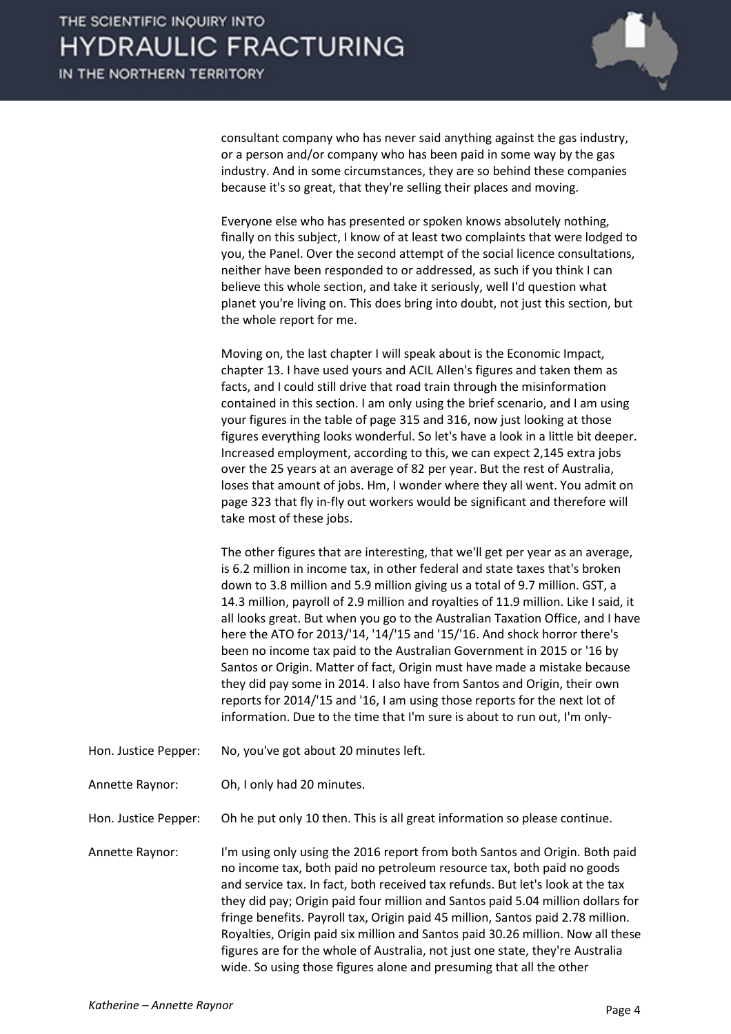consultant company who has never said anything against the gas industry, or a person and/or company who has been paid in some way by the gas industry. And in some circumstances, they are so behind these companies because it's so great, that they're selling their places and moving.

Everyone else who has presented or spoken knows absolutely nothing, finally on this subject, I know of at least two complaints that were lodged to you, the Panel. Over the second attempt of the social licence consultations, neither have been responded to or addressed, as such if you think I can believe this whole section, and take it seriously, well I'd question what planet you're living on. This does bring into doubt, not just this section, but the whole report for me.

Moving on, the last chapter I will speak about is the Economic Impact, chapter 13. I have used yours and ACIL Allen's figures and taken them as facts, and I could still drive that road train through the misinformation contained in this section. I am only using the brief scenario, and I am using your figures in the table of page 315 and 316, now just looking at those figures everything looks wonderful. So let's have a look in a little bit deeper. Increased employment, according to this, we can expect 2,145 extra jobs over the 25 years at an average of 82 per year. But the rest of Australia, loses that amount of jobs. Hm, I wonder where they all went. You admit on page 323 that fly in-fly out workers would be significant and therefore will take most of these jobs.

The other figures that are interesting, that we'll get per year as an average, is 6.2 million in income tax, in other federal and state taxes that's broken down to 3.8 million and 5.9 million giving us a total of 9.7 million. GST, a 14.3 million, payroll of 2.9 million and royalties of 11.9 million. Like I said, it all looks great. But when you go to the Australian Taxation Office, and I have here the ATO for 2013/'14, '14/'15 and '15/'16. And shock horror there's been no income tax paid to the Australian Government in 2015 or '16 by Santos or Origin. Matter of fact, Origin must have made a mistake because they did pay some in 2014. I also have from Santos and Origin, their own reports for 2014/'15 and '16, I am using those reports for the next lot of information. Due to the time that I'm sure is about to run out, I'm only-

Hon. Justice Pepper: No, you've got about 20 minutes left.

Annette Raynor: Oh, I only had 20 minutes.

Hon. Justice Pepper: Oh he put only 10 then. This is all great information so please continue.

Annette Raynor: I'm using only using the 2016 report from both Santos and Origin. Both paid no income tax, both paid no petroleum resource tax, both paid no goods and service tax. In fact, both received tax refunds. But let's look at the tax they did pay; Origin paid four million and Santos paid 5.04 million dollars for fringe benefits. Payroll tax, Origin paid 45 million, Santos paid 2.78 million. Royalties, Origin paid six million and Santos paid 30.26 million. Now all these figures are for the whole of Australia, not just one state, they're Australia wide. So using those figures alone and presuming that all the other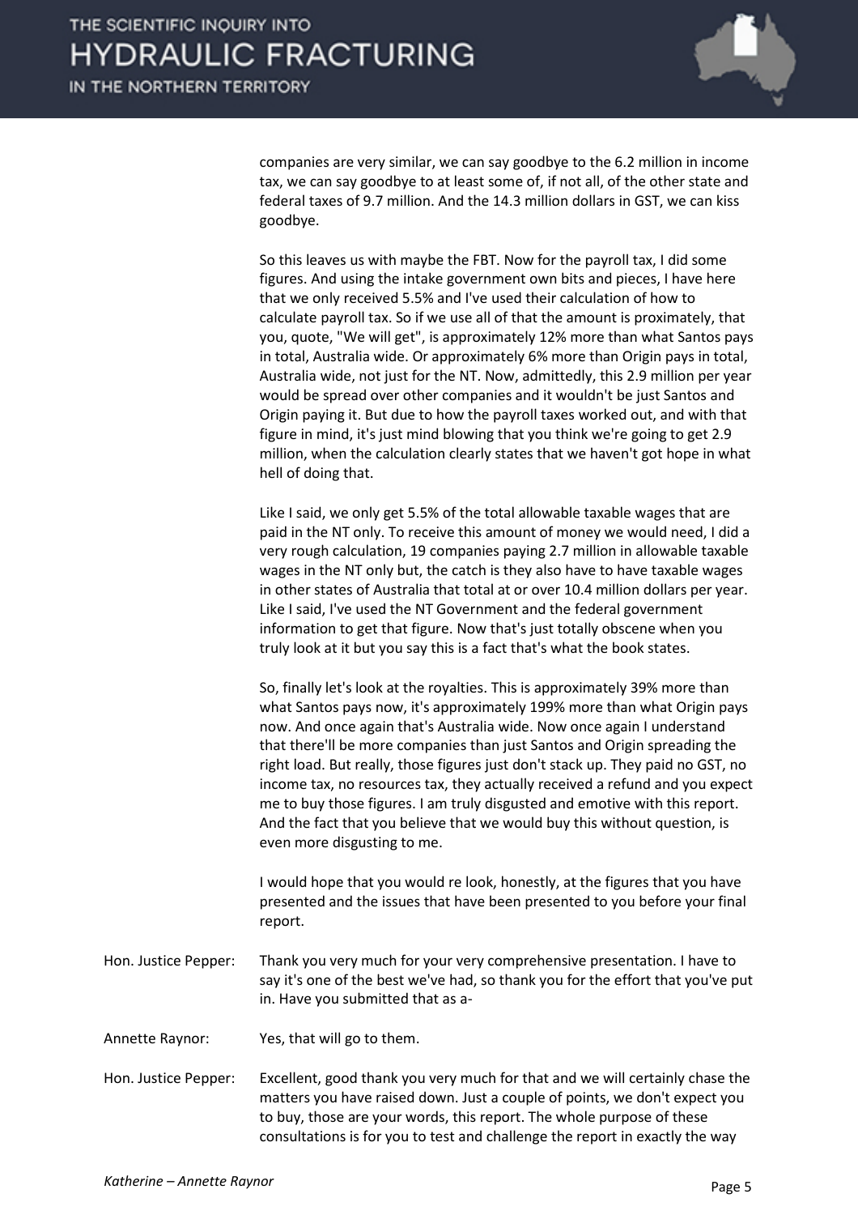companies are very similar, we can say goodbye to the 6.2 million in income tax, we can say goodbye to at least some of, if not all, of the other state and federal taxes of 9.7 million. And the 14.3 million dollars in GST, we can kiss goodbye.

So this leaves us with maybe the FBT. Now for the payroll tax, I did some figures. And using the intake government own bits and pieces, I have here that we only received 5.5% and I've used their calculation of how to calculate payroll tax. So if we use all of that the amount is proximately, that you, quote, "We will get", is approximately 12% more than what Santos pays in total, Australia wide. Or approximately 6% more than Origin pays in total, Australia wide, not just for the NT. Now, admittedly, this 2.9 million per year would be spread over other companies and it wouldn't be just Santos and Origin paying it. But due to how the payroll taxes worked out, and with that figure in mind, it's just mind blowing that you think we're going to get 2.9 million, when the calculation clearly states that we haven't got hope in what hell of doing that.

Like I said, we only get 5.5% of the total allowable taxable wages that are paid in the NT only. To receive this amount of money we would need, I did a very rough calculation, 19 companies paying 2.7 million in allowable taxable wages in the NT only but, the catch is they also have to have taxable wages in other states of Australia that total at or over 10.4 million dollars per year. Like I said, I've used the NT Government and the federal government information to get that figure. Now that's just totally obscene when you truly look at it but you say this is a fact that's what the book states.

So, finally let's look at the royalties. This is approximately 39% more than what Santos pays now, it's approximately 199% more than what Origin pays now. And once again that's Australia wide. Now once again I understand that there'll be more companies than just Santos and Origin spreading the right load. But really, those figures just don't stack up. They paid no GST, no income tax, no resources tax, they actually received a refund and you expect me to buy those figures. I am truly disgusted and emotive with this report. And the fact that you believe that we would buy this without question, is even more disgusting to me.

I would hope that you would re look, honestly, at the figures that you have presented and the issues that have been presented to you before your final report.

**Hon. Justice Pepper:** Thank you very much for your very comprehensive presentation. I have to say it's one of the best we've had, so thank you for the effort that you've put in. Have you submitted that as a-

**Annette Raynor:** Yes, that will go to them.

**Hon. Justice Pepper:** Excellent, good thank you very much for that and we will certainly chase the matters you have raised down. Just a couple of points, we don't expect you to buy, those are your words, this report. The whole purpose of these consultations is for you to test and challenge the report in exactly the way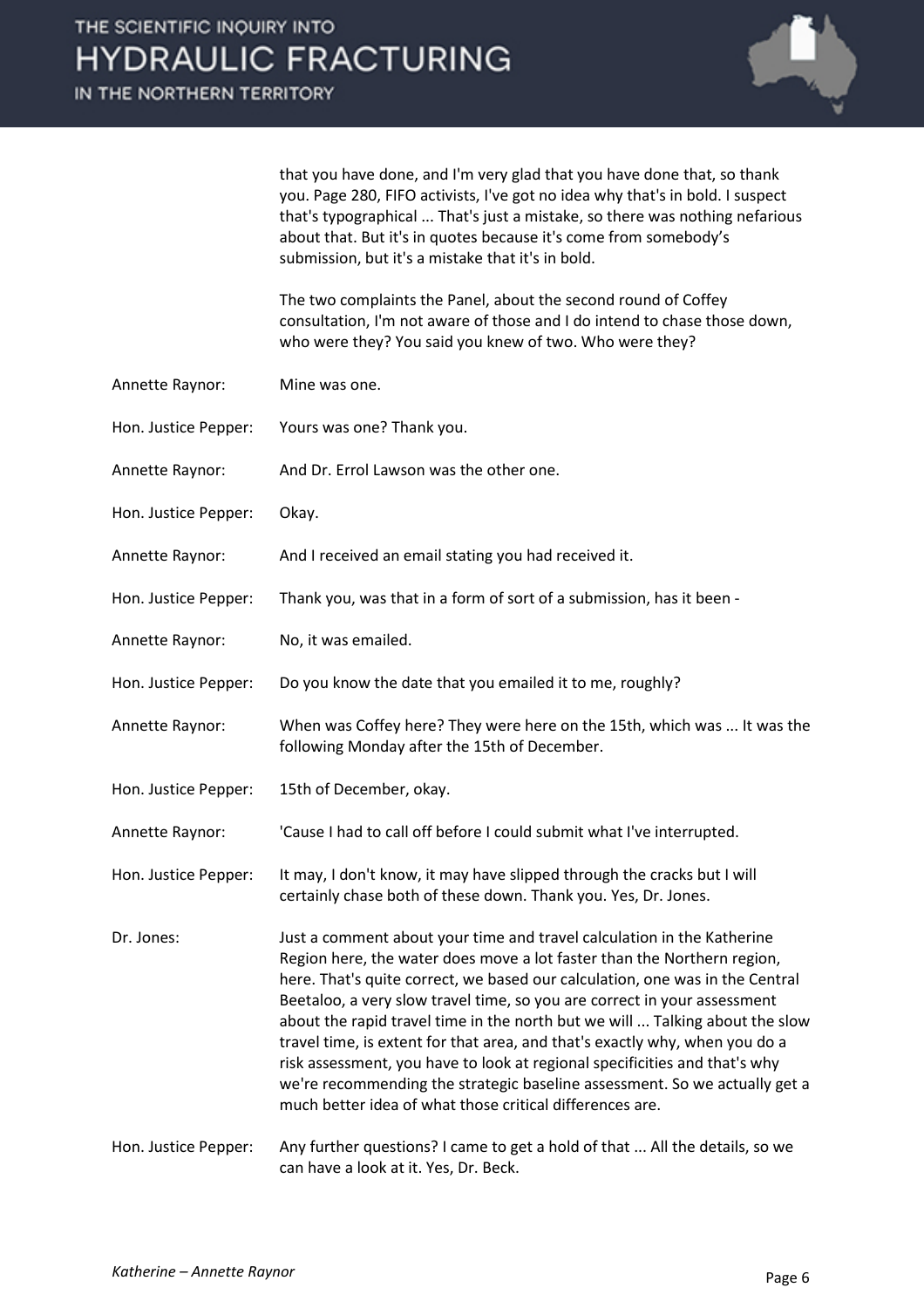that you have done, and I'm very glad that you have done that, so thank you. Page 280, FIFO activists, I've got no idea why that's in bold. I suspect that's typographical ... That's just a mistake, so there was nothing nefarious about that. But it's in quotes because it's come from somebody's submission, but it's a mistake that it's in bold.

The two complaints the Panel, about the second round of Coffey consultation, I'm not aware of those and I do intend to chase those down, who were they? You said you knew of two. Who were they?

Annette Raynor: Mine was one.

Hon. Justice Pepper: Yours was one? Thank you.

Annette Raynor: And Dr. Errol Lawson was the other one.

Hon. Justice Pepper: Okay.

Annette Raynor: And I received an email stating you had received it.

Hon. Justice Pepper: Thank you, was that in a form of sort of a submission, has it been -

Annette Raynor: No, it was emailed.

Hon. Justice Pepper: Do you know the date that you emailed it to me, roughly?

Annette Raynor: When was Coffey here? They were here on the 15th, which was ... It was the following Monday after the 15th of December.

Hon. Justice Pepper: 15th of December, okay.

Annette Raynor: 'Cause I had to call off before I could submit what I've interrupted.

Hon. Justice Pepper: It may, I don't know, it may have slipped through the cracks but I will certainly chase both of these down. Thank you. Yes, Dr. Jones.

Dr. Jones: Just a comment about your time and travel calculation in the Katherine Region here, the water does move a lot faster than the Northern region, here. That's quite correct, we based our calculation, one was in the Central Beetaloo, a very slow travel time, so you are correct in your assessment about the rapid travel time in the north but we will ... Talking about the slow travel time, is extent for that area, and that's exactly why, when you do a risk assessment, you have to look at regional specificities and that's why we're recommending the strategic baseline assessment. So we actually get a much better idea of what those critical differences are.

Hon. Justice Pepper: Any further questions? I came to get a hold of that ... All the details, so we can have a look at it. Yes, Dr. Beck.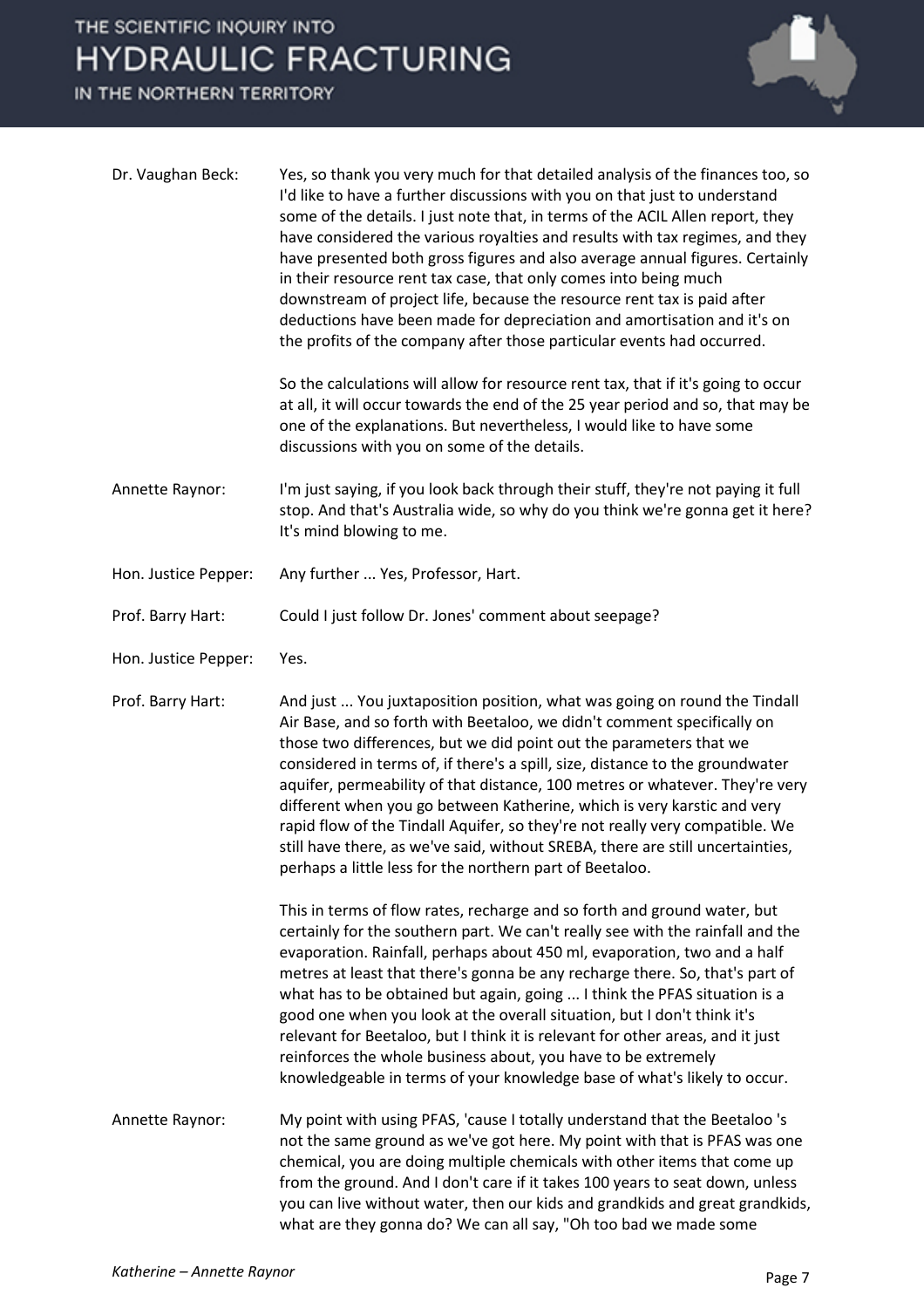**Dr. Vaughan Beck:** Yes, so thank you very much for that detailed analysis of the finances too, so I'd like to have a further discussions with you on that just to understand some of the details. I just note that, in terms of the ACIL Allen report, they have considered the various royalties and results with tax regimes, and they have presented both gross figures and also average annual figures. Certainly in their resource rent tax case, that only comes into being much downstream of project life, because the resource rent tax is paid after deductions have been made for depreciation and amortisation and it's on the profits of the company after those particular events had occurred.

So the calculations will allow for resource rent tax, that if it's going to occur at all, it will occur towards the end of the 25 year period and so, that may be one of the explanations. But nevertheless, I would like to have some discussions with you on some of the details.

**Annette Raynor:** I'm just saying, if you look back through their stuff, they're not paying it full stop. And that's Australia wide, so why do you think we're gonna get it here? It's mind blowing to me.

**Hon. Justice Pepper:** Any further ... Yes, Professor, Hart.

**Prof. Barry Hart:** Could I just follow Dr. Jones' comment about seepage?

**Hon. Justice Pepper:** Yes.

**Prof. Barry Hart:** And just ... You juxtaposition position, what was going on round the Tindall Air Base, and so forth with Beetaloo, we didn't comment specifically on those two differences, but we did point out the parameters that we considered in terms of, if there's a spill, size, distance to the groundwater aquifer, permeability of that distance, 100 metres or whatever. They're very different when you go between Katherine, which is very karstic and very rapid flow of the Tindall Aquifer, so they're not really very compatible. We still have there, as we've said, without SREBA, there are still uncertainties, perhaps a little less for the northern part of Beetaloo.

This in terms of flow rates, recharge and so forth and ground water, but certainly for the southern part. We can't really see with the rainfall and the evaporation. Rainfall, perhaps about 450 ml, evaporation, two and a half metres at least that there's gonna be any recharge there. So, that's part of what has to be obtained but again, going ... I think the PFAS situation is a good one when you look at the overall situation, but I don't think it's relevant for Beetaloo, but I think it is relevant for other areas, and it just reinforces the whole business about, you have to be extremely knowledgeable in terms of your knowledge base of what's likely to occur.

**Annette Raynor:** My point with using PFAS, 'cause I totally understand that the Beetaloo 's not the same ground as we've got here. My point with that is PFAS was one chemical, you are doing multiple chemicals with other items that come up from the ground. And I don't care if it takes 100 years to seat down, unless you can live without water, then our kids and grandkids and great grandkids, what are they gonna do? We can all say, "Oh too bad we made some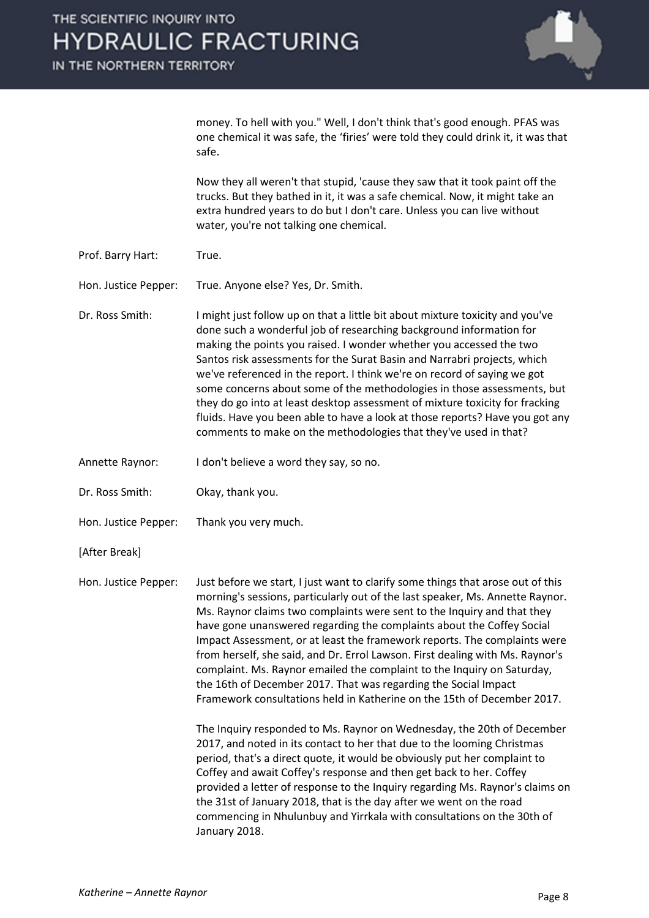money. To hell with you." Well, I don't think that's good enough. PFAS was one chemical it was safe, the 'firies' were told they could drink it, it was that safe.

Now they all weren't that stupid, 'cause they saw that it took paint off the trucks. But they bathed in it, it was a safe chemical. Now, it might take an extra hundred years to do but I don't care. Unless you can live without water, you're not talking one chemical.

| | |
|---|---|
| Prof. Barry Hart: | True. |
| Hon. Justice Pepper: | True. Anyone else? Yes, Dr. Smith. |
| Dr. Ross Smith: | I might just follow up on that a little bit about mixture toxicity and you've done such a wonderful job of researching background information for making the points you raised. I wonder whether you accessed the two Santos risk assessments for the Surat Basin and Narrabri projects, which we've referenced in the report. I think we're on record of saying we got some concerns about some of the methodologies in those assessments, but they do go into at least desktop assessment of mixture toxicity for fracking fluids. Have you been able to have a look at those reports? Have you got any comments to make on the methodologies that they've used in that? |
| Annette Raynor: | I don't believe a word they say, so no. |
| Dr. Ross Smith: | Okay, thank you. |
| Hon. Justice Pepper: | Thank you very much. |

[After Break]

Hon. Justice Pepper: Just before we start, I just want to clarify some things that arose out of this morning's sessions, particularly out of the last speaker, Ms. Annette Raynor. Ms. Raynor claims two complaints were sent to the Inquiry and that they have gone unanswered regarding the complaints about the Coffey Social Impact Assessment, or at least the framework reports. The complaints were from herself, she said, and Dr. Errol Lawson. First dealing with Ms. Raynor's complaint. Ms. Raynor emailed the complaint to the Inquiry on Saturday, the 16th of December 2017. That was regarding the Social Impact Framework consultations held in Katherine on the 15th of December 2017.

The Inquiry responded to Ms. Raynor on Wednesday, the 20th of December 2017, and noted in its contact to her that due to the looming Christmas period, that's a direct quote, it would be obviously put her complaint to Coffey and await Coffey's response and then get back to her. Coffey provided a letter of response to the Inquiry regarding Ms. Raynor's claims on the 31st of January 2018, that is the day after we went on the road commencing in Nhulunbuy and Yirrkala with consultations on the 30th of January 2018.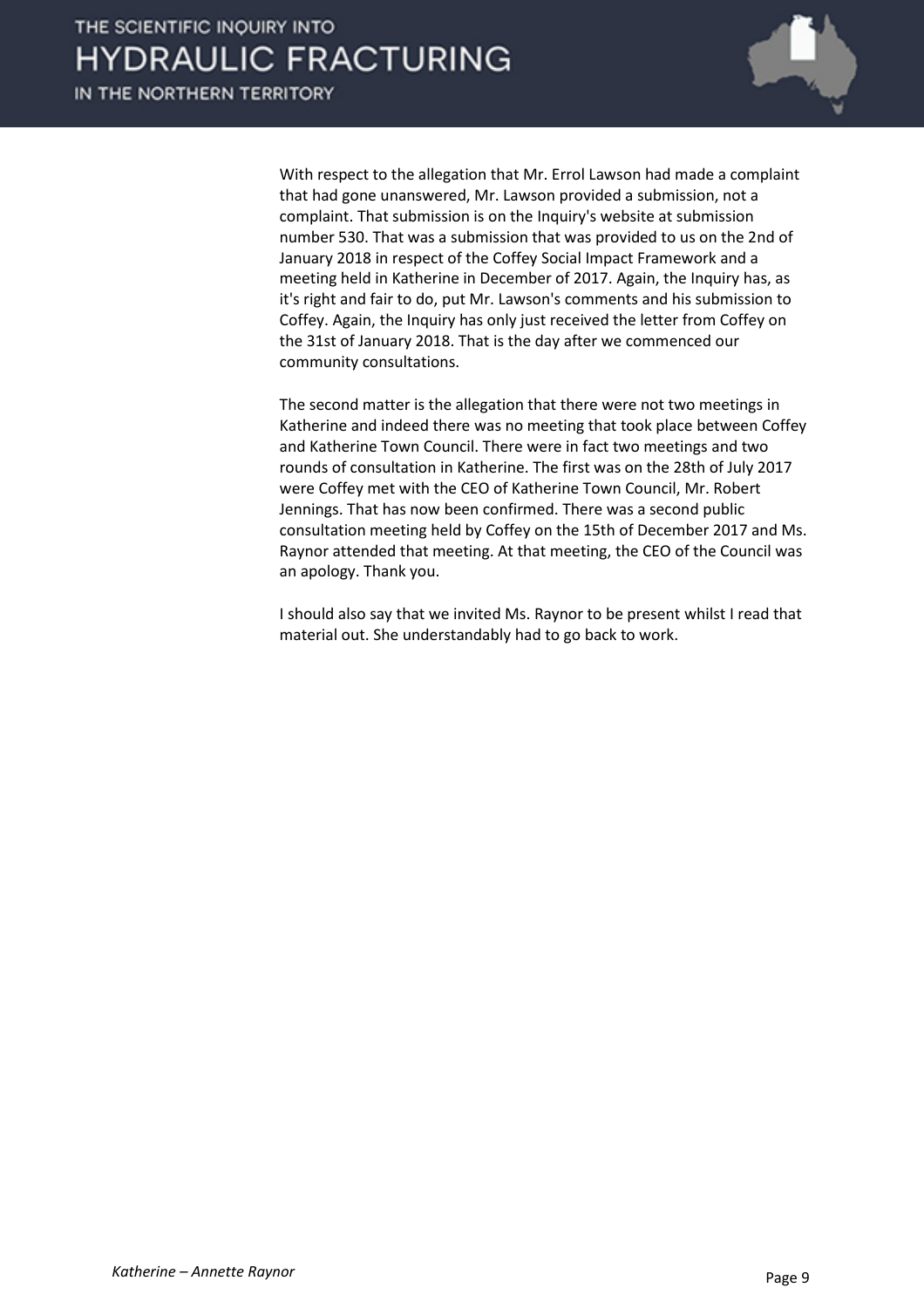With respect to the allegation that Mr. Errol Lawson had made a complaint that had gone unanswered, Mr. Lawson provided a submission, not a complaint. That submission is on the Inquiry's website at submission number 530. That was a submission that was provided to us on the 2nd of January 2018 in respect of the Coffey Social Impact Framework and a meeting held in Katherine in December of 2017. Again, the Inquiry has, as it's right and fair to do, put Mr. Lawson's comments and his submission to Coffey. Again, the Inquiry has only just received the letter from Coffey on the 31st of January 2018. That is the day after we commenced our community consultations.

The second matter is the allegation that there were not two meetings in Katherine and indeed there was no meeting that took place between Coffey and Katherine Town Council. There were in fact two meetings and two rounds of consultation in Katherine. The first was on the 28th of July 2017 were Coffey met with the CEO of Katherine Town Council, Mr. Robert Jennings. That has now been confirmed. There was a second public consultation meeting held by Coffey on the 15th of December 2017 and Ms. Raynor attended that meeting. At that meeting, the CEO of the Council was an apology. Thank you.

I should also say that we invited Ms. Raynor to be present whilst I read that material out. She understandably had to go back to work.